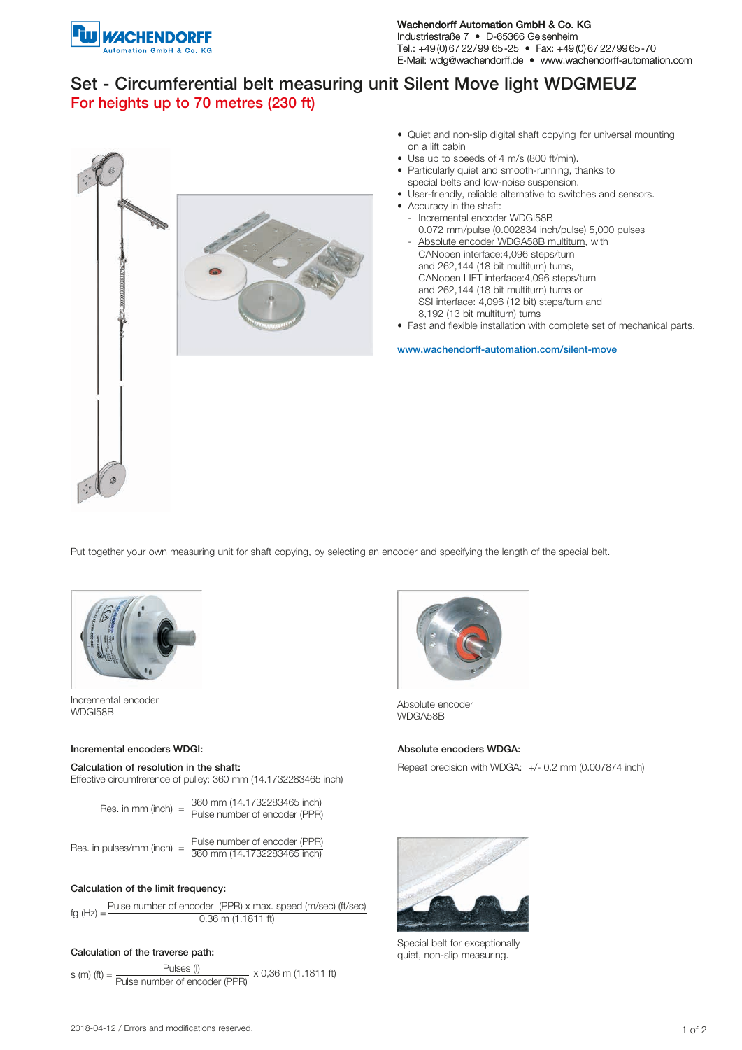Wachendorff Automation GmbH & Co. KG
Industriestraße 7 • D-65366 Geisenheim
Tel.: +49 (0) 67 22 / 99 65 -25 • Fax: +49 (0) 67 22 / 99 65 -70
E-Mail: wdg@wachendorff.de • www.wachendorff-automation.com

# Set - Circumferential belt measuring unit Silent Move light WDGMEUZ

## For heights up to 70 metres (230 ft)

- Quiet and non-slip digital shaft copying for universal mounting on a lift cabin
- Use up to speeds of 4 m/s (800 ft/min).
- Particularly quiet and smooth-running, thanks to special belts and low-noise suspension.
- User-friendly, reliable alternative to switches and sensors.
- Accuracy in the shaft:
  - Incremental encoder WDGI58B
    0.072 mm/pulse (0.002834 inch/pulse) 5,000 pulses
  - Absolute encoder WDGA58B multiturn, with
    CANopen interface:4,096 steps/turn
    and 262,144 (18 bit multiturn) turns,
    CANopen LIFT interface:4,096 steps/turn
    and 262,144 (18 bit multiturn) turns or
    SSI interface: 4,096 (12 bit) steps/turn and
    8,192 (13 bit multiturn) turns
- Fast and flexible installation with complete set of mechanical parts.

www.wachendorff-automation.com/silent-move

Put together your own measuring unit for shaft copying, by selecting an encoder and specifying the length of the special belt.

Incremental encoder
WDGI58B

Absolute encoder
WDGA58B

### Incremental encoders WDGI:

**Calculation of resolution in the shaft:**
Effective circumfrerence of pulley: 360 mm (14.1732283465 inch)

$$\text{Res. in mm (inch)} = \frac{\text{360 mm (14.1732283465 inch)}}{\text{Pulse number of encoder (PPR)}}$$

$$\text{Res. in pulses/mm (inch)} = \frac{\text{Pulse number of encoder (PPR)}}{\text{360 mm (14.1732283465 inch)}}$$

**Calculation of the limit frequency:**

$$\text{fg (Hz)} = \frac{\text{Pulse number of encoder (PPR) x max. speed (m/sec) (ft/sec)}}{\text{0.36 m (1.1811 ft)}}$$

**Calculation of the traverse path:**

$$\text{s (m) (ft)} = \frac{\text{Pulses (I)}}{\text{Pulse number of encoder (PPR)}} \text{ x 0,36 m (1.1811 ft)}$$

### Absolute encoders WDGA:

Repeat precision with WDGA: +/- 0.2 mm (0.007874 inch)

Special belt for exceptionally quiet, non-slip measuring.

2018-04-12 / Errors and modifications reserved.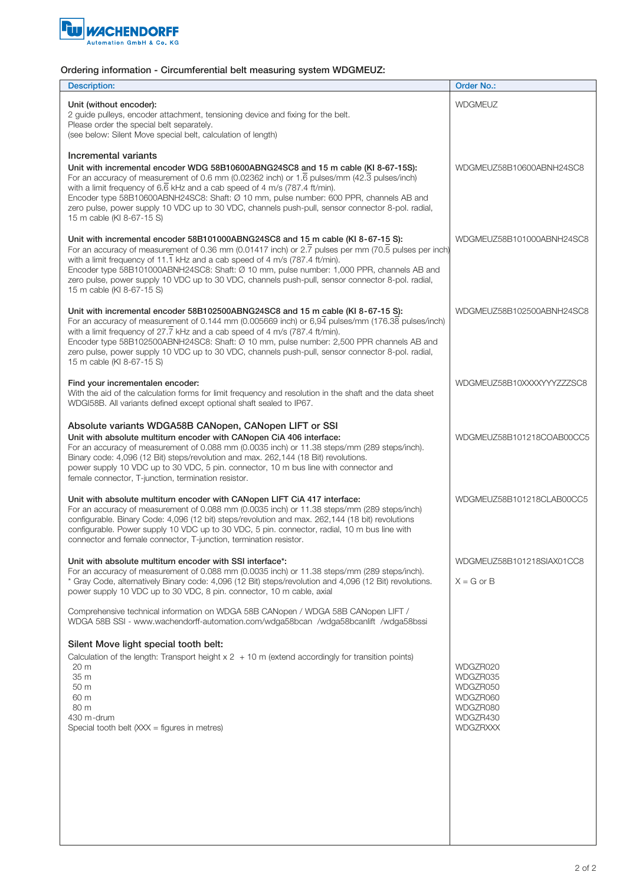## Ordering information - Circumferential belt measuring system WDGMEUZ:

| Description: | Order No.: |
|---|---|
| **Unit (without encoder):**<br>2 guide pulleys, encoder attachment, tensioning device and fixing for the belt.<br>Please order the special belt separately.<br>(see below: Silent Move special belt, calculation of length) | WDGMEUZ |
| **Incremental variants** | |
| **Unit with incremental encoder WDG 58B10600ABNG24SC8 and 15 m cable (KI 8-67-15S):**<br>For an accuracy of measurement of 0.6 mm (0.02362 inch) or 1.6̅ pulses/mm (42.3̅ pulses/inch) with a limit frequency of 6.6̅ kHz and a cab speed of 4 m/s (787.4 ft/min).<br>Encoder type 58B10600ABNH24SC8: Shaft: Ø 10 mm, pulse number: 600 PPR, channels AB and zero pulse, power supply 10 VDC up to 30 VDC, channels push-pull, sensor connector 8-pol. radial, 15 m cable (KI 8-67-15 S) | WDGMEUZ58B10600ABNH24SC8 |
| **Unit with incremental encoder 58B101000ABNG24SC8 and 15 m cable (KI 8-67-15 S):**<br>For an accuracy of measurement of 0.36 mm (0.01417 inch) or 2.7̅ pulses per mm (70.5̅ pulses per inch) with a limit frequency of 11.1̅ kHz and a cab speed of 4 m/s (787.4 ft/min).<br>Encoder type 58B101000ABNH24SC8: Shaft: Ø 10 mm, pulse number: 1,000 PPR, channels AB and zero pulse, power supply 10 VDC up to 30 VDC, channels push-pull, sensor connector 8-pol. radial, 15 m cable (KI 8-67-15 S) | WDGMEUZ58B101000ABNH24SC8 |
| **Unit with incremental encoder 58B102500ABNG24SC8 and 15 m cable (KI 8-67-15 S):**<br>For an accuracy of measurement of 0.144 mm (0.005669 inch) or 6,94̅ pulses/mm (176.38̅ pulses/inch) with a limit frequency of 27.7̅ kHz and a cab speed of 4 m/s (787.4 ft/min).<br>Encoder type 58B102500ABNH24SC8: Shaft: Ø 10 mm, pulse number: 2,500 PPR channels AB and zero pulse, power supply 10 VDC up to 30 VDC, channels push-pull, sensor connector 8-pol. radial, 15 m cable (KI 8-67-15 S) | WDGMEUZ58B102500ABNH24SC8 |
| **Find your incrementalen encoder:**<br>With the aid of the calculation forms for limit frequency and resolution in the shaft and the data sheet WDGI58B. All variants defined except optional shaft sealed to IP67. | WDGMEUZ58B10XXXXYYYZZZSC8 |
| **Absolute variants WDGA58B CANopen, CANopen LIFT or SSI** | |
| **Unit with absolute multiturn encoder with CANopen CiA 406 interface:**<br>For an accuracy of measurement of 0.088 mm (0.0035 inch) or 11.38 steps/mm (289 steps/inch).<br>Binary code: 4,096 (12 Bit) steps/revolution and max. 262,144 (18 Bit) revolutions.<br>power supply 10 VDC up to 30 VDC, 5 pin. connector, 10 m bus line with connector and female connector, T-junction, termination resistor. | WDGMEUZ58B101218COAB00CC5 |
| **Unit with absolute multiturn encoder with CANopen LIFT CiA 417 interface:**<br>For an accuracy of measurement of 0.088 mm (0.0035 inch) or 11.38 steps/mm (289 steps/inch) configurable. Binary Code: 4,096 (12 bit) steps/revolution and max. 262,144 (18 bit) revolutions configurable. Power supply 10 VDC up to 30 VDC, 5 pin. connector, radial, 10 m bus line with connector and female connector, T-junction, termination resistor. | WDGMEUZ58B101218CLAB00CC5 |
| **Unit with absolute multiturn encoder with SSI interface*:**<br>For an accuracy of measurement of 0.088 mm (0.0035 inch) or 11.38 steps/mm (289 steps/inch).<br>* Gray Code, alternatively Binary code: 4,096 (12 Bit) steps/revolution and 4,096 (12 Bit) revolutions.<br>power supply 10 VDC up to 30 VDC, 8 pin. connector, 10 m cable, axial | WDGMEUZ58B101218SIAX01CC8<br><br>X = G or B |
| Comprehensive technical information on WDGA 58B CANopen / WDGA 58B CANopen LIFT / WDGA 58B SSI - www.wachendorff-automation.com/wdga58bcan /wdga58bcanlift /wdga58bssi | |
| **Silent Move light special tooth belt:**<br>Calculation of the length: Transport height x 2 + 10 m (extend accordingly for transition points) | |
| 20 m | WDGZR020 |
| 35 m | WDGZR035 |
| 50 m | WDGZR050 |
| 60 m | WDGZR060 |
| 80 m | WDGZR080 |
| 430 m-drum | WDGZR430 |
| Special tooth belt (XXX = figures in metres) | WDGZRXXX |